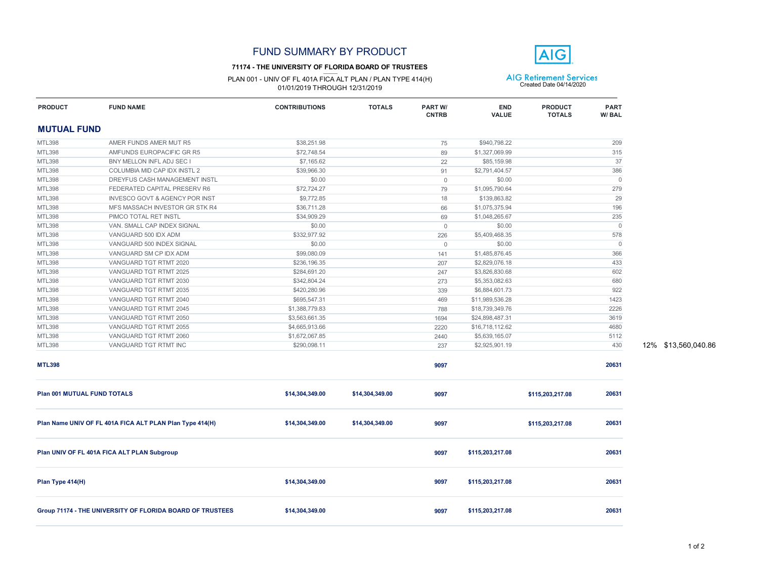# FUND SUMMARY BY PRODUCT

**71174 - THE UNIVERSITY OF FLORIDA BOARD OF TRUSTEES**

PLAN 001 - UNIV OF FL 401A FICA ALT PLAN / PLAN TYPE 414(H)
01/01/2019 THROUGH 12/31/2019

AIG Retirement Services
Created Date 04/14/2020

| PRODUCT | FUND NAME | CONTRIBUTIONS | TOTALS | PART W/ CNTRB | END VALUE | PRODUCT TOTALS | PART W/ BAL | | |
|---|---|---|---|---|---|---|---|---|---|
| **MUTUAL FUND** | | | | | | | | | |
| MTL398 | AMER FUNDS AMER MUT R5 | $38,251.98 | | 75 | $940,798.22 | | 209 | | |
| MTL398 | AMFUNDS EUROPACIFIC GR R5 | $72,748.54 | | 89 | $1,327,069.99 | | 315 | | |
| MTL398 | BNY MELLON INFL ADJ SEC I | $7,165.62 | | 22 | $85,159.98 | | 37 | | |
| MTL398 | COLUMBIA MID CAP IDX INSTL 2 | $39,966.30 | | 91 | $2,791,404.57 | | 386 | | |
| MTL398 | DREYFUS CASH MANAGEMENT INSTL | $0.00 | | 0 | $0.00 | | 0 | | |
| MTL398 | FEDERATED CAPITAL PRESERV R6 | $72,724.27 | | 79 | $1,095,790.64 | | 279 | | |
| MTL398 | INVESCO GOVT & AGENCY POR INST | $9,772.85 | | 18 | $139,863.82 | | 29 | | |
| MTL398 | MFS MASSACH INVESTOR GR STK R4 | $36,711.28 | | 66 | $1,075,375.94 | | 196 | | |
| MTL398 | PIMCO TOTAL RET INSTL | $34,909.29 | | 69 | $1,048,265.67 | | 235 | | |
| MTL398 | VAN. SMALL CAP INDEX SIGNAL | $0.00 | | 0 | $0.00 | | 0 | | |
| MTL398 | VANGUARD 500 IDX ADM | $332,977.92 | | 226 | $5,409,468.35 | | 578 | | |
| MTL398 | VANGUARD 500 INDEX SIGNAL | $0.00 | | 0 | $0.00 | | 0 | | |
| MTL398 | VANGUARD SM CP IDX ADM | $99,080.09 | | 141 | $1,485,876.45 | | 366 | | |
| MTL398 | VANGUARD TGT RTMT 2020 | $236,196.35 | | 207 | $2,829,076.18 | | 433 | | |
| MTL398 | VANGUARD TGT RTMT 2025 | $284,691.20 | | 247 | $3,826,830.68 | | 602 | | |
| MTL398 | VANGUARD TGT RTMT 2030 | $342,804.24 | | 273 | $5,353,082.63 | | 680 | | |
| MTL398 | VANGUARD TGT RTMT 2035 | $420,280.96 | | 339 | $6,884,601.73 | | 922 | | |
| MTL398 | VANGUARD TGT RTMT 2040 | $695,547.31 | | 469 | $11,989,536.28 | | 1423 | | |
| MTL398 | VANGUARD TGT RTMT 2045 | $1,388,779.83 | | 788 | $18,739,349.76 | | 2226 | | |
| MTL398 | VANGUARD TGT RTMT 2050 | $3,563,661.35 | | 1694 | $24,898,487.31 | | 3619 | | |
| MTL398 | VANGUARD TGT RTMT 2055 | $4,665,913.66 | | 2220 | $16,718,112.62 | | 4680 | | |
| MTL398 | VANGUARD TGT RTMT 2060 | $1,672,067.85 | | 2440 | $5,639,165.07 | | 5112 | | |
| MTL398 | VANGUARD TGT RTMT INC | $290,098.11 | | 237 | $2,925,901.19 | | 430 | 12% | $13,560,040.86 |
| **MTL398** | | | | **9097** | | | **20631** | | |
| **Plan 001 MUTUAL FUND TOTALS** | | **$14,304,349.00** | **$14,304,349.00** | **9097** | | **$115,203,217.08** | **20631** | | |
| **Plan Name UNIV OF FL 401A FICA ALT PLAN Plan Type 414(H)** | | **$14,304,349.00** | **$14,304,349.00** | **9097** | | **$115,203,217.08** | **20631** | | |
| **Plan UNIV OF FL 401A FICA ALT PLAN Subgroup** | | | | **9097** | **$115,203,217.08** | | **20631** | | |
| **Plan Type 414(H)** | | **$14,304,349.00** | | **9097** | **$115,203,217.08** | | **20631** | | |
| **Group 71174 - THE UNIVERSITY OF FLORIDA BOARD OF TRUSTEES** | | **$14,304,349.00** | | **9097** | **$115,203,217.08** | | **20631** | | |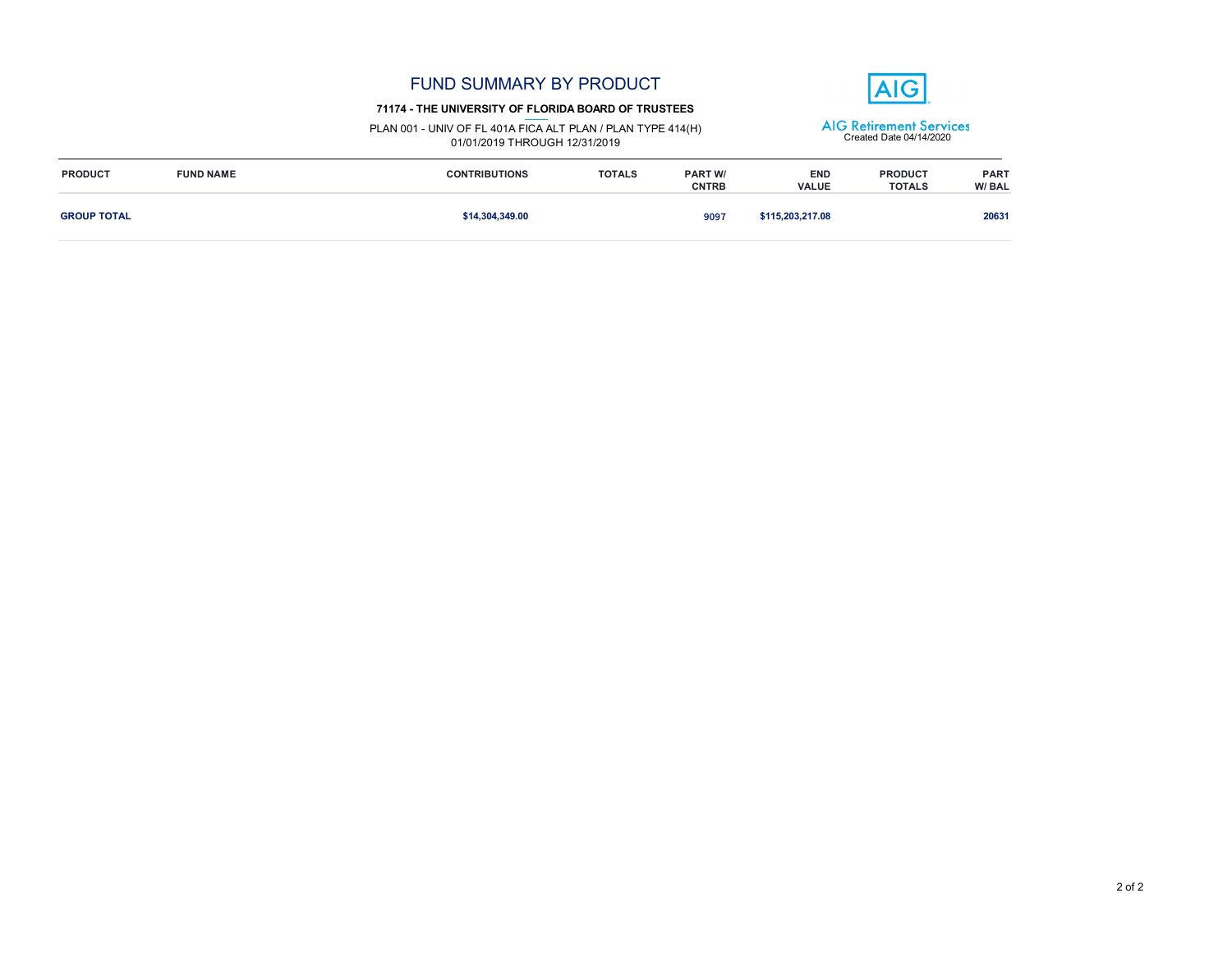# FUND SUMMARY BY PRODUCT

**71174 - THE UNIVERSITY OF FLORIDA BOARD OF TRUSTEES**

PLAN 001 - UNIV OF FL 401A FICA ALT PLAN / PLAN TYPE 414(H)
01/01/2019 THROUGH 12/31/2019

AIG Retirement Services
Created Date 04/14/2020

| PRODUCT | FUND NAME | CONTRIBUTIONS | TOTALS | PART W/ CNTRB | END VALUE | PRODUCT TOTALS | PART W/ BAL |
|---|---|---|---|---|---|---|---|
| **GROUP TOTAL** | | **$14,304,349.00** | | 9097 | **$115,203,217.08** | | **20631** |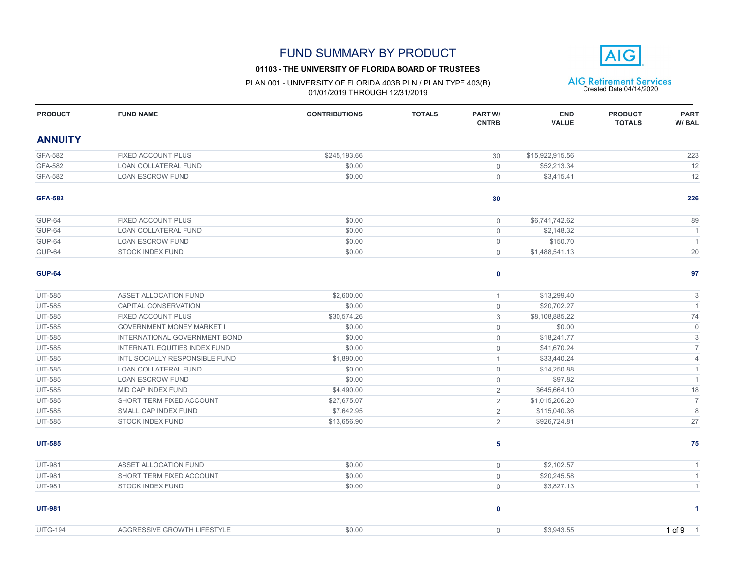# FUND SUMMARY BY PRODUCT

**01103 - THE UNIVERSITY OF FLORIDA BOARD OF TRUSTEES**

PLAN 001 - UNIVERSITY OF FLORIDA 403B PLN / PLAN TYPE 403(B)
01/01/2019 THROUGH 12/31/2019

AIG Retirement Services
Created Date 04/14/2020

| PRODUCT | FUND NAME | CONTRIBUTIONS | TOTALS | PART W/ CNTRB | END VALUE | PRODUCT TOTALS | PART W/ BAL |
|---|---|---|---|---|---|---|---|
| **ANNUITY** | | | | | | | |
| GFA-582 | FIXED ACCOUNT PLUS | $245,193.66 | | 30 | $15,922,915.56 | | 223 |
| GFA-582 | LOAN COLLATERAL FUND | $0.00 | | 0 | $52,213.34 | | 12 |
| GFA-582 | LOAN ESCROW FUND | $0.00 | | 0 | $3,415.41 | | 12 |
| **GFA-582** | | | | **30** | | | **226** |
| GUP-64 | FIXED ACCOUNT PLUS | $0.00 | | 0 | $6,741,742.62 | | 89 |
| GUP-64 | LOAN COLLATERAL FUND | $0.00 | | 0 | $2,148.32 | | 1 |
| GUP-64 | LOAN ESCROW FUND | $0.00 | | 0 | $150.70 | | 1 |
| GUP-64 | STOCK INDEX FUND | $0.00 | | 0 | $1,488,541.13 | | 20 |
| **GUP-64** | | | | **0** | | | **97** |
| UIT-585 | ASSET ALLOCATION FUND | $2,600.00 | | 1 | $13,299.40 | | 3 |
| UIT-585 | CAPITAL CONSERVATION | $0.00 | | 0 | $20,702.27 | | 1 |
| UIT-585 | FIXED ACCOUNT PLUS | $30,574.26 | | 3 | $8,108,885.22 | | 74 |
| UIT-585 | GOVERNMENT MONEY MARKET I | $0.00 | | 0 | $0.00 | | 0 |
| UIT-585 | INTERNATIONAL GOVERNMENT BOND | $0.00 | | 0 | $18,241.77 | | 3 |
| UIT-585 | INTERNATL EQUITIES INDEX FUND | $0.00 | | 0 | $41,670.24 | | 7 |
| UIT-585 | INTL SOCIALLY RESPONSIBLE FUND | $1,890.00 | | 1 | $33,440.24 | | 4 |
| UIT-585 | LOAN COLLATERAL FUND | $0.00 | | 0 | $14,250.88 | | 1 |
| UIT-585 | LOAN ESCROW FUND | $0.00 | | 0 | $97.82 | | 1 |
| UIT-585 | MID CAP INDEX FUND | $4,490.00 | | 2 | $645,664.10 | | 18 |
| UIT-585 | SHORT TERM FIXED ACCOUNT | $27,675.07 | | 2 | $1,015,206.20 | | 7 |
| UIT-585 | SMALL CAP INDEX FUND | $7,642.95 | | 2 | $115,040.36 | | 8 |
| UIT-585 | STOCK INDEX FUND | $13,656.90 | | 2 | $926,724.81 | | 27 |
| **UIT-585** | | | | **5** | | | **75** |
| UIT-981 | ASSET ALLOCATION FUND | $0.00 | | 0 | $2,102.57 | | 1 |
| UIT-981 | SHORT TERM FIXED ACCOUNT | $0.00 | | 0 | $20,245.58 | | 1 |
| UIT-981 | STOCK INDEX FUND | $0.00 | | 0 | $3,827.13 | | 1 |
| **UIT-981** | | | | **0** | | | **1** |
| UITG-194 | AGGRESSIVE GROWTH LIFESTYLE | $0.00 | | 0 | $3,943.55 | | 1 |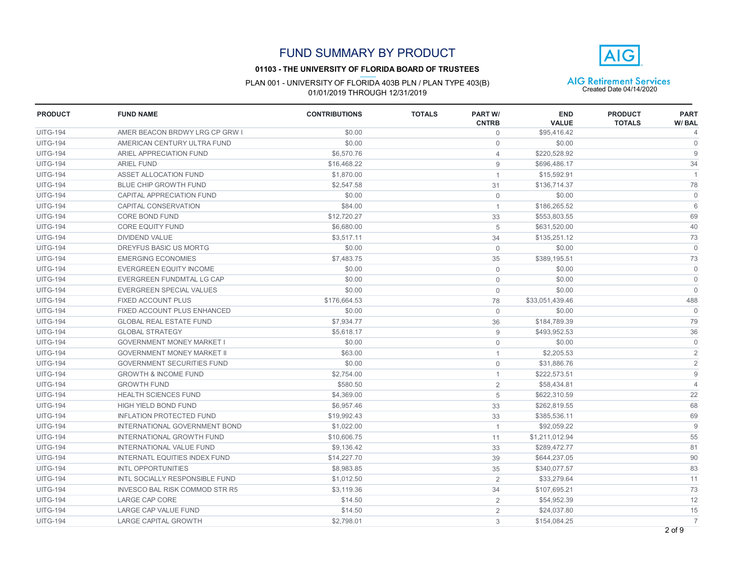# FUND SUMMARY BY PRODUCT

**01103 - THE UNIVERSITY OF FLORIDA BOARD OF TRUSTEES**

PLAN 001 - UNIVERSITY OF FLORIDA 403B PLN / PLAN TYPE 403(B)
01/01/2019 THROUGH 12/31/2019

AIG Retirement Services
Created Date 04/14/2020

| PRODUCT | FUND NAME | CONTRIBUTIONS | TOTALS | PART W/ CNTRB | END VALUE | PRODUCT TOTALS | PART W/ BAL |
|---|---|---|---|---|---|---|---|
| UITG-194 | AMER BEACON BRDWY LRG CP GRW I | $0.00 | | 0 | $95,416.42 | | 4 |
| UITG-194 | AMERICAN CENTURY ULTRA FUND | $0.00 | | 0 | $0.00 | | 0 |
| UITG-194 | ARIEL APPRECIATION FUND | $6,570.76 | | 4 | $220,528.92 | | 9 |
| UITG-194 | ARIEL FUND | $16,468.22 | | 9 | $696,486.17 | | 34 |
| UITG-194 | ASSET ALLOCATION FUND | $1,870.00 | | 1 | $15,592.91 | | 1 |
| UITG-194 | BLUE CHIP GROWTH FUND | $2,547.58 | | 31 | $136,714.37 | | 78 |
| UITG-194 | CAPITAL APPRECIATION FUND | $0.00 | | 0 | $0.00 | | 0 |
| UITG-194 | CAPITAL CONSERVATION | $84.00 | | 1 | $186,265.52 | | 6 |
| UITG-194 | CORE BOND FUND | $12,720.27 | | 33 | $553,803.55 | | 69 |
| UITG-194 | CORE EQUITY FUND | $6,680.00 | | 5 | $631,520.00 | | 40 |
| UITG-194 | DIVIDEND VALUE | $3,517.11 | | 34 | $135,251.12 | | 73 |
| UITG-194 | DREYFUS BASIC US MORTG | $0.00 | | 0 | $0.00 | | 0 |
| UITG-194 | EMERGING ECONOMIES | $7,483.75 | | 35 | $389,195.51 | | 73 |
| UITG-194 | EVERGREEN EQUITY INCOME | $0.00 | | 0 | $0.00 | | 0 |
| UITG-194 | EVERGREEN FUNDMTAL LG CAP | $0.00 | | 0 | $0.00 | | 0 |
| UITG-194 | EVERGREEN SPECIAL VALUES | $0.00 | | 0 | $0.00 | | 0 |
| UITG-194 | FIXED ACCOUNT PLUS | $176,664.53 | | 78 | $33,051,439.46 | | 488 |
| UITG-194 | FIXED ACCOUNT PLUS ENHANCED | $0.00 | | 0 | $0.00 | | 0 |
| UITG-194 | GLOBAL REAL ESTATE FUND | $7,934.77 | | 36 | $184,789.39 | | 79 |
| UITG-194 | GLOBAL STRATEGY | $5,618.17 | | 9 | $493,952.53 | | 36 |
| UITG-194 | GOVERNMENT MONEY MARKET I | $0.00 | | 0 | $0.00 | | 0 |
| UITG-194 | GOVERNMENT MONEY MARKET II | $63.00 | | 1 | $2,205.53 | | 2 |
| UITG-194 | GOVERNMENT SECURITIES FUND | $0.00 | | 0 | $31,886.76 | | 2 |
| UITG-194 | GROWTH & INCOME FUND | $2,754.00 | | 1 | $222,573.51 | | 9 |
| UITG-194 | GROWTH FUND | $580.50 | | 2 | $58,434.81 | | 4 |
| UITG-194 | HEALTH SCIENCES FUND | $4,369.00 | | 5 | $622,310.59 | | 22 |
| UITG-194 | HIGH YIELD BOND FUND | $6,957.46 | | 33 | $262,819.55 | | 68 |
| UITG-194 | INFLATION PROTECTED FUND | $19,992.43 | | 33 | $385,536.11 | | 69 |
| UITG-194 | INTERNATIONAL GOVERNMENT BOND | $1,022.00 | | 1 | $92,059.22 | | 9 |
| UITG-194 | INTERNATIONAL GROWTH FUND | $10,606.75 | | 11 | $1,211,012.94 | | 55 |
| UITG-194 | INTERNATIONAL VALUE FUND | $9,136.42 | | 33 | $289,472.77 | | 81 |
| UITG-194 | INTERNATL EQUITIES INDEX FUND | $14,227.70 | | 39 | $644,237.05 | | 90 |
| UITG-194 | INTL OPPORTUNITIES | $8,983.85 | | 35 | $340,077.57 | | 83 |
| UITG-194 | INTL SOCIALLY RESPONSIBLE FUND | $1,012.50 | | 2 | $33,279.64 | | 11 |
| UITG-194 | INVESCO BAL RISK COMMOD STR R5 | $3,119.36 | | 34 | $107,695.21 | | 73 |
| UITG-194 | LARGE CAP CORE | $14.50 | | 2 | $54,952.39 | | 12 |
| UITG-194 | LARGE CAP VALUE FUND | $14.50 | | 2 | $24,037.80 | | 15 |
| UITG-194 | LARGE CAPITAL GROWTH | $2,798.01 | | 3 | $154,084.25 | | 7 |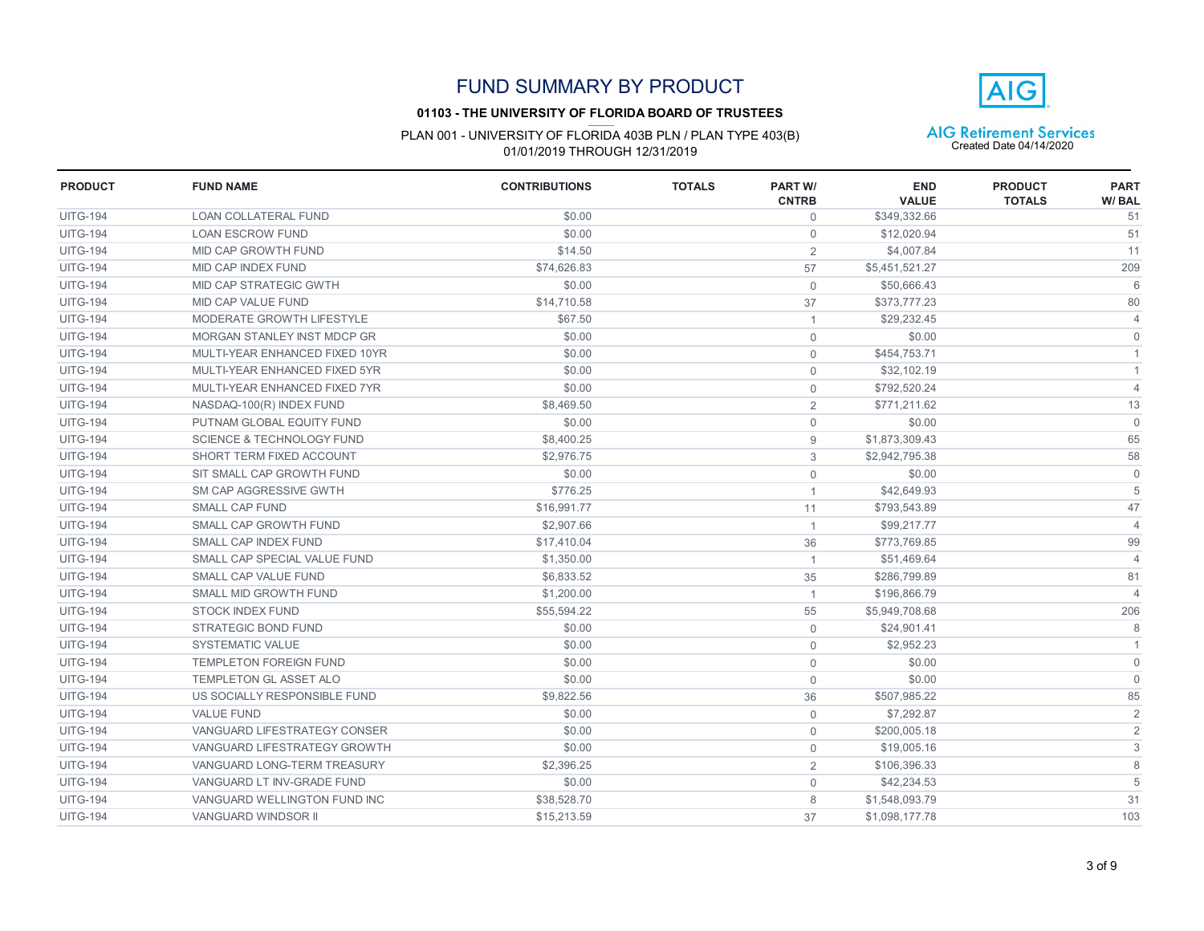# FUND SUMMARY BY PRODUCT

**01103 - THE UNIVERSITY OF FLORIDA BOARD OF TRUSTEES**

PLAN 001 - UNIVERSITY OF FLORIDA 403B PLN / PLAN TYPE 403(B)
01/01/2019 THROUGH 12/31/2019

AIG Retirement Services
Created Date 04/14/2020

| PRODUCT | FUND NAME | CONTRIBUTIONS | TOTALS | PART W/ CNTRB | END VALUE | PRODUCT TOTALS | PART W/ BAL |
|---|---|---|---|---|---|---|---|
| UITG-194 | LOAN COLLATERAL FUND | $0.00 | | 0 | $349,332.66 | | 51 |
| UITG-194 | LOAN ESCROW FUND | $0.00 | | 0 | $12,020.94 | | 51 |
| UITG-194 | MID CAP GROWTH FUND | $14.50 | | 2 | $4,007.84 | | 11 |
| UITG-194 | MID CAP INDEX FUND | $74,626.83 | | 57 | $5,451,521.27 | | 209 |
| UITG-194 | MID CAP STRATEGIC GWTH | $0.00 | | 0 | $50,666.43 | | 6 |
| UITG-194 | MID CAP VALUE FUND | $14,710.58 | | 37 | $373,777.23 | | 80 |
| UITG-194 | MODERATE GROWTH LIFESTYLE | $67.50 | | 1 | $29,232.45 | | 4 |
| UITG-194 | MORGAN STANLEY INST MDCP GR | $0.00 | | 0 | $0.00 | | 0 |
| UITG-194 | MULTI-YEAR ENHANCED FIXED 10YR | $0.00 | | 0 | $454,753.71 | | 1 |
| UITG-194 | MULTI-YEAR ENHANCED FIXED 5YR | $0.00 | | 0 | $32,102.19 | | 1 |
| UITG-194 | MULTI-YEAR ENHANCED FIXED 7YR | $0.00 | | 0 | $792,520.24 | | 4 |
| UITG-194 | NASDAQ-100(R) INDEX FUND | $8,469.50 | | 2 | $771,211.62 | | 13 |
| UITG-194 | PUTNAM GLOBAL EQUITY FUND | $0.00 | | 0 | $0.00 | | 0 |
| UITG-194 | SCIENCE & TECHNOLOGY FUND | $8,400.25 | | 9 | $1,873,309.43 | | 65 |
| UITG-194 | SHORT TERM FIXED ACCOUNT | $2,976.75 | | 3 | $2,942,795.38 | | 58 |
| UITG-194 | SIT SMALL CAP GROWTH FUND | $0.00 | | 0 | $0.00 | | 0 |
| UITG-194 | SM CAP AGGRESSIVE GWTH | $776.25 | | 1 | $42,649.93 | | 5 |
| UITG-194 | SMALL CAP FUND | $16,991.77 | | 11 | $793,543.89 | | 47 |
| UITG-194 | SMALL CAP GROWTH FUND | $2,907.66 | | 1 | $99,217.77 | | 4 |
| UITG-194 | SMALL CAP INDEX FUND | $17,410.04 | | 36 | $773,769.85 | | 99 |
| UITG-194 | SMALL CAP SPECIAL VALUE FUND | $1,350.00 | | 1 | $51,469.64 | | 4 |
| UITG-194 | SMALL CAP VALUE FUND | $6,833.52 | | 35 | $286,799.89 | | 81 |
| UITG-194 | SMALL MID GROWTH FUND | $1,200.00 | | 1 | $196,866.79 | | 4 |
| UITG-194 | STOCK INDEX FUND | $55,594.22 | | 55 | $5,949,708.68 | | 206 |
| UITG-194 | STRATEGIC BOND FUND | $0.00 | | 0 | $24,901.41 | | 8 |
| UITG-194 | SYSTEMATIC VALUE | $0.00 | | 0 | $2,952.23 | | 1 |
| UITG-194 | TEMPLETON FOREIGN FUND | $0.00 | | 0 | $0.00 | | 0 |
| UITG-194 | TEMPLETON GL ASSET ALO | $0.00 | | 0 | $0.00 | | 0 |
| UITG-194 | US SOCIALLY RESPONSIBLE FUND | $9,822.56 | | 36 | $507,985.22 | | 85 |
| UITG-194 | VALUE FUND | $0.00 | | 0 | $7,292.87 | | 2 |
| UITG-194 | VANGUARD LIFESTRATEGY CONSER | $0.00 | | 0 | $200,005.18 | | 2 |
| UITG-194 | VANGUARD LIFESTRATEGY GROWTH | $0.00 | | 0 | $19,005.16 | | 3 |
| UITG-194 | VANGUARD LONG-TERM TREASURY | $2,396.25 | | 2 | $106,396.33 | | 8 |
| UITG-194 | VANGUARD LT INV-GRADE FUND | $0.00 | | 0 | $42,234.53 | | 5 |
| UITG-194 | VANGUARD WELLINGTON FUND INC | $38,528.70 | | 8 | $1,548,093.79 | | 31 |
| UITG-194 | VANGUARD WINDSOR II | $15,213.59 | | 37 | $1,098,177.78 | | 103 |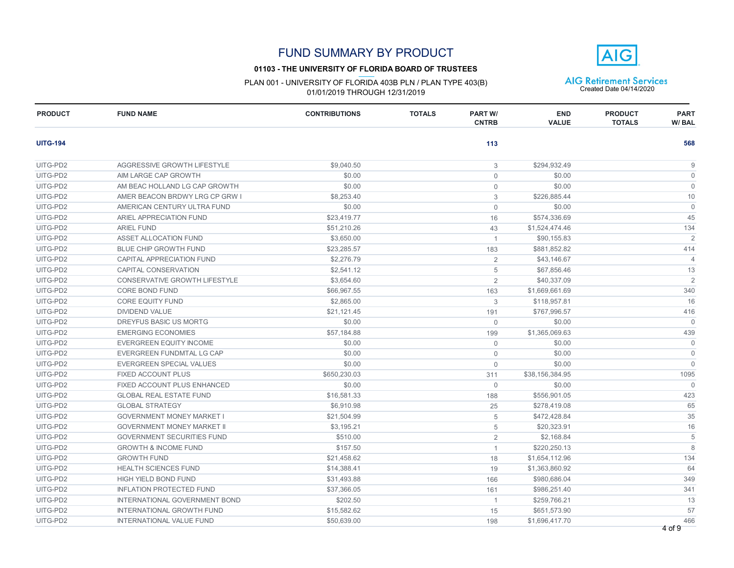# FUND SUMMARY BY PRODUCT

**01103 - THE UNIVERSITY OF FLORIDA BOARD OF TRUSTEES**

PLAN 001 - UNIVERSITY OF FLORIDA 403B PLN / PLAN TYPE 403(B)
01/01/2019 THROUGH 12/31/2019

AIG Retirement Services
Created Date 04/14/2020

| PRODUCT | FUND NAME | CONTRIBUTIONS | TOTALS | PART W/ CNTRB | END VALUE | PRODUCT TOTALS | PART W/ BAL |
|---|---|---|---|---|---|---|---|
| **UITG-194** | | | | **113** | | | **568** |
| UITG-PD2 | AGGRESSIVE GROWTH LIFESTYLE | $9,040.50 | | 3 | $294,932.49 | | 9 |
| UITG-PD2 | AIM LARGE CAP GROWTH | $0.00 | | 0 | $0.00 | | 0 |
| UITG-PD2 | AM BEAC HOLLAND LG CAP GROWTH | $0.00 | | 0 | $0.00 | | 0 |
| UITG-PD2 | AMER BEACON BRDWY LRG CP GRW I | $8,253.40 | | 3 | $226,885.44 | | 10 |
| UITG-PD2 | AMERICAN CENTURY ULTRA FUND | $0.00 | | 0 | $0.00 | | 0 |
| UITG-PD2 | ARIEL APPRECIATION FUND | $23,419.77 | | 16 | $574,336.69 | | 45 |
| UITG-PD2 | ARIEL FUND | $51,210.26 | | 43 | $1,524,474.46 | | 134 |
| UITG-PD2 | ASSET ALLOCATION FUND | $3,650.00 | | 1 | $90,155.83 | | 2 |
| UITG-PD2 | BLUE CHIP GROWTH FUND | $23,285.57 | | 183 | $881,852.82 | | 414 |
| UITG-PD2 | CAPITAL APPRECIATION FUND | $2,276.79 | | 2 | $43,146.67 | | 4 |
| UITG-PD2 | CAPITAL CONSERVATION | $2,541.12 | | 5 | $67,856.46 | | 13 |
| UITG-PD2 | CONSERVATIVE GROWTH LIFESTYLE | $3,654.60 | | 2 | $40,337.09 | | 2 |
| UITG-PD2 | CORE BOND FUND | $66,967.55 | | 163 | $1,669,661.69 | | 340 |
| UITG-PD2 | CORE EQUITY FUND | $2,865.00 | | 3 | $118,957.81 | | 16 |
| UITG-PD2 | DIVIDEND VALUE | $21,121.45 | | 191 | $767,996.57 | | 416 |
| UITG-PD2 | DREYFUS BASIC US MORTG | $0.00 | | 0 | $0.00 | | 0 |
| UITG-PD2 | EMERGING ECONOMIES | $57,184.88 | | 199 | $1,365,069.63 | | 439 |
| UITG-PD2 | EVERGREEN EQUITY INCOME | $0.00 | | 0 | $0.00 | | 0 |
| UITG-PD2 | EVERGREEN FUNDMTAL LG CAP | $0.00 | | 0 | $0.00 | | 0 |
| UITG-PD2 | EVERGREEN SPECIAL VALUES | $0.00 | | 0 | $0.00 | | 0 |
| UITG-PD2 | FIXED ACCOUNT PLUS | $650,230.03 | | 311 | $38,156,384.95 | | 1095 |
| UITG-PD2 | FIXED ACCOUNT PLUS ENHANCED | $0.00 | | 0 | $0.00 | | 0 |
| UITG-PD2 | GLOBAL REAL ESTATE FUND | $16,581.33 | | 188 | $556,901.05 | | 423 |
| UITG-PD2 | GLOBAL STRATEGY | $6,910.98 | | 25 | $278,419.08 | | 65 |
| UITG-PD2 | GOVERNMENT MONEY MARKET I | $21,504.99 | | 5 | $472,428.84 | | 35 |
| UITG-PD2 | GOVERNMENT MONEY MARKET II | $3,195.21 | | 5 | $20,323.91 | | 16 |
| UITG-PD2 | GOVERNMENT SECURITIES FUND | $510.00 | | 2 | $2,168.84 | | 5 |
| UITG-PD2 | GROWTH & INCOME FUND | $157.50 | | 1 | $220,250.13 | | 8 |
| UITG-PD2 | GROWTH FUND | $21,458.62 | | 18 | $1,654,112.96 | | 134 |
| UITG-PD2 | HEALTH SCIENCES FUND | $14,388.41 | | 19 | $1,363,860.92 | | 64 |
| UITG-PD2 | HIGH YIELD BOND FUND | $31,493.88 | | 166 | $980,686.04 | | 349 |
| UITG-PD2 | INFLATION PROTECTED FUND | $37,366.05 | | 161 | $986,251.40 | | 341 |
| UITG-PD2 | INTERNATIONAL GOVERNMENT BOND | $202.50 | | 1 | $259,766.21 | | 13 |
| UITG-PD2 | INTERNATIONAL GROWTH FUND | $15,582.62 | | 15 | $651,573.90 | | 57 |
| UITG-PD2 | INTERNATIONAL VALUE FUND | $50,639.00 | | 198 | $1,696,417.70 | | 466 |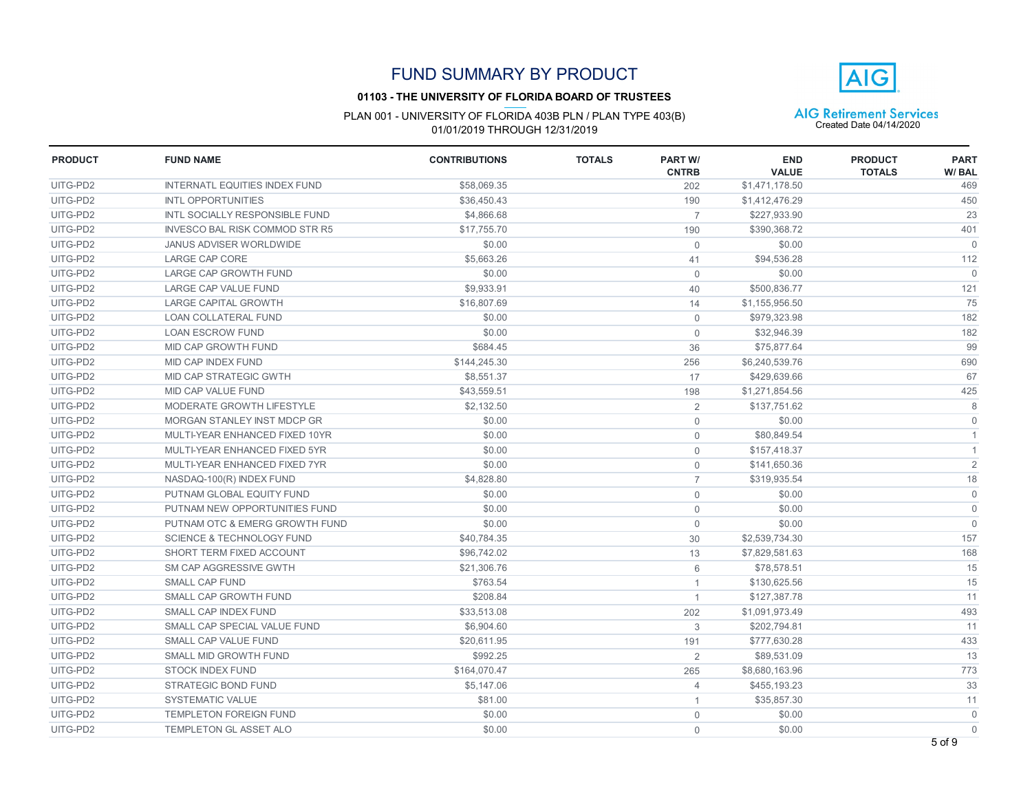# FUND SUMMARY BY PRODUCT

**01103 - THE UNIVERSITY OF FLORIDA BOARD OF TRUSTEES**

PLAN 001 - UNIVERSITY OF FLORIDA 403B PLN / PLAN TYPE 403(B)
01/01/2019 THROUGH 12/31/2019

AIG Retirement Services
Created Date 04/14/2020

| PRODUCT | FUND NAME | CONTRIBUTIONS | TOTALS | PART W/ CNTRB | END VALUE | PRODUCT TOTALS | PART W/ BAL |
|---|---|---|---|---|---|---|---|
| UITG-PD2 | INTERNATL EQUITIES INDEX FUND | $58,069.35 | | 202 | $1,471,178.50 | | 469 |
| UITG-PD2 | INTL OPPORTUNITIES | $36,450.43 | | 190 | $1,412,476.29 | | 450 |
| UITG-PD2 | INTL SOCIALLY RESPONSIBLE FUND | $4,866.68 | | 7 | $227,933.90 | | 23 |
| UITG-PD2 | INVESCO BAL RISK COMMOD STR R5 | $17,755.70 | | 190 | $390,368.72 | | 401 |
| UITG-PD2 | JANUS ADVISER WORLDWIDE | $0.00 | | 0 | $0.00 | | 0 |
| UITG-PD2 | LARGE CAP CORE | $5,663.26 | | 41 | $94,536.28 | | 112 |
| UITG-PD2 | LARGE CAP GROWTH FUND | $0.00 | | 0 | $0.00 | | 0 |
| UITG-PD2 | LARGE CAP VALUE FUND | $9,933.91 | | 40 | $500,836.77 | | 121 |
| UITG-PD2 | LARGE CAPITAL GROWTH | $16,807.69 | | 14 | $1,155,956.50 | | 75 |
| UITG-PD2 | LOAN COLLATERAL FUND | $0.00 | | 0 | $979,323.98 | | 182 |
| UITG-PD2 | LOAN ESCROW FUND | $0.00 | | 0 | $32,946.39 | | 182 |
| UITG-PD2 | MID CAP GROWTH FUND | $684.45 | | 36 | $75,877.64 | | 99 |
| UITG-PD2 | MID CAP INDEX FUND | $144,245.30 | | 256 | $6,240,539.76 | | 690 |
| UITG-PD2 | MID CAP STRATEGIC GWTH | $8,551.37 | | 17 | $429,639.66 | | 67 |
| UITG-PD2 | MID CAP VALUE FUND | $43,559.51 | | 198 | $1,271,854.56 | | 425 |
| UITG-PD2 | MODERATE GROWTH LIFESTYLE | $2,132.50 | | 2 | $137,751.62 | | 8 |
| UITG-PD2 | MORGAN STANLEY INST MDCP GR | $0.00 | | 0 | $0.00 | | 0 |
| UITG-PD2 | MULTI-YEAR ENHANCED FIXED 10YR | $0.00 | | 0 | $80,849.54 | | 1 |
| UITG-PD2 | MULTI-YEAR ENHANCED FIXED 5YR | $0.00 | | 0 | $157,418.37 | | 1 |
| UITG-PD2 | MULTI-YEAR ENHANCED FIXED 7YR | $0.00 | | 0 | $141,650.36 | | 2 |
| UITG-PD2 | NASDAQ-100(R) INDEX FUND | $4,828.80 | | 7 | $319,935.54 | | 18 |
| UITG-PD2 | PUTNAM GLOBAL EQUITY FUND | $0.00 | | 0 | $0.00 | | 0 |
| UITG-PD2 | PUTNAM NEW OPPORTUNITIES FUND | $0.00 | | 0 | $0.00 | | 0 |
| UITG-PD2 | PUTNAM OTC & EMERG GROWTH FUND | $0.00 | | 0 | $0.00 | | 0 |
| UITG-PD2 | SCIENCE & TECHNOLOGY FUND | $40,784.35 | | 30 | $2,539,734.30 | | 157 |
| UITG-PD2 | SHORT TERM FIXED ACCOUNT | $96,742.02 | | 13 | $7,829,581.63 | | 168 |
| UITG-PD2 | SM CAP AGGRESSIVE GWTH | $21,306.76 | | 6 | $78,578.51 | | 15 |
| UITG-PD2 | SMALL CAP FUND | $763.54 | | 1 | $130,625.56 | | 15 |
| UITG-PD2 | SMALL CAP GROWTH FUND | $208.84 | | 1 | $127,387.78 | | 11 |
| UITG-PD2 | SMALL CAP INDEX FUND | $33,513.08 | | 202 | $1,091,973.49 | | 493 |
| UITG-PD2 | SMALL CAP SPECIAL VALUE FUND | $6,904.60 | | 3 | $202,794.81 | | 11 |
| UITG-PD2 | SMALL CAP VALUE FUND | $20,611.95 | | 191 | $777,630.28 | | 433 |
| UITG-PD2 | SMALL MID GROWTH FUND | $992.25 | | 2 | $89,531.09 | | 13 |
| UITG-PD2 | STOCK INDEX FUND | $164,070.47 | | 265 | $8,680,163.96 | | 773 |
| UITG-PD2 | STRATEGIC BOND FUND | $5,147.06 | | 4 | $455,193.23 | | 33 |
| UITG-PD2 | SYSTEMATIC VALUE | $81.00 | | 1 | $35,857.30 | | 11 |
| UITG-PD2 | TEMPLETON FOREIGN FUND | $0.00 | | 0 | $0.00 | | 0 |
| UITG-PD2 | TEMPLETON GL ASSET ALO | $0.00 | | 0 | $0.00 | | 0 |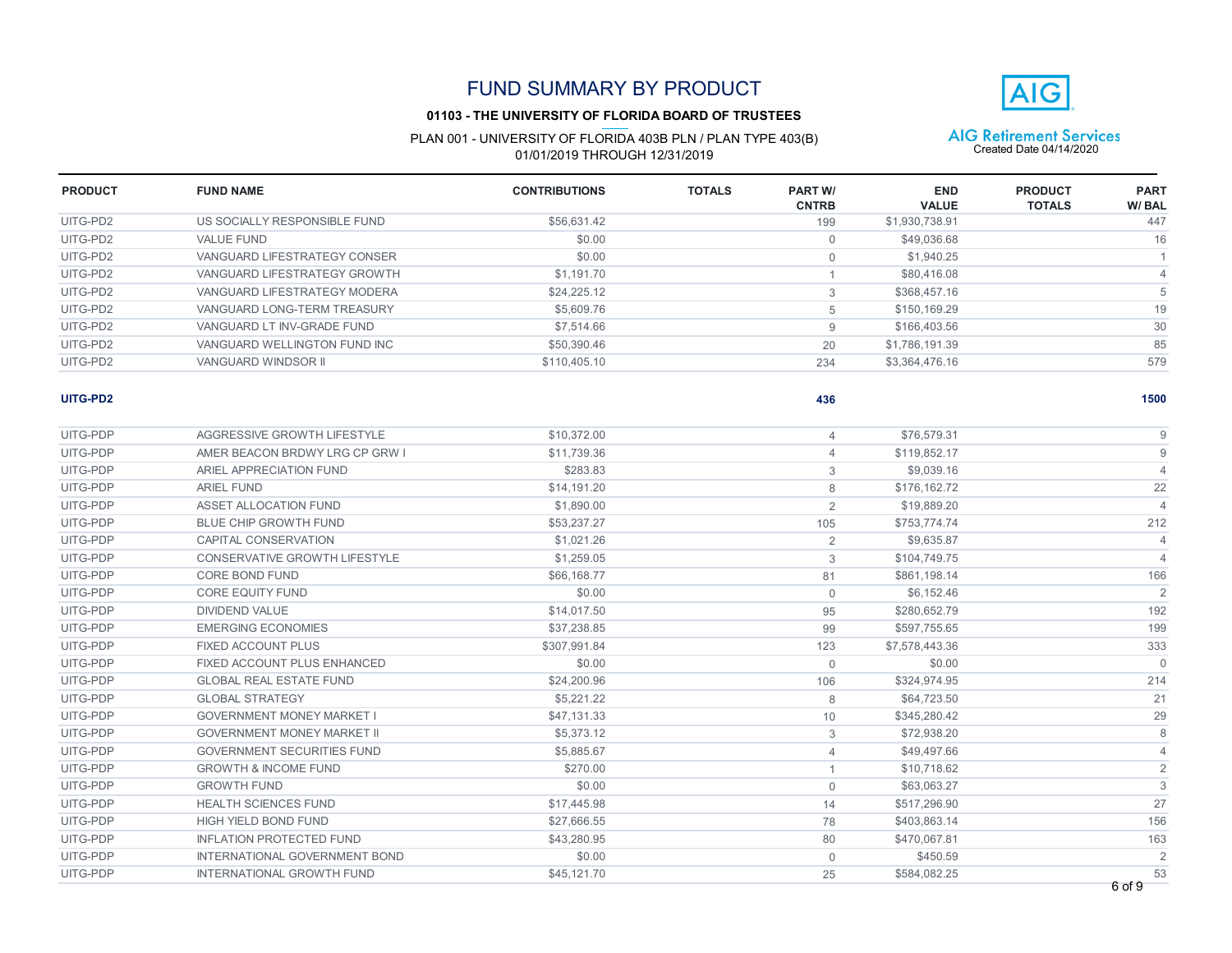# FUND SUMMARY BY PRODUCT

**01103 - THE UNIVERSITY OF FLORIDA BOARD OF TRUSTEES**

PLAN 001 - UNIVERSITY OF FLORIDA 403B PLN / PLAN TYPE 403(B)
01/01/2019 THROUGH 12/31/2019

AIG Retirement Services
Created Date 04/14/2020

| PRODUCT | FUND NAME | CONTRIBUTIONS | TOTALS | PART W/ CNTRB | END VALUE | PRODUCT TOTALS | PART W/ BAL |
|---|---|---|---|---|---|---|---|
| UITG-PD2 | US SOCIALLY RESPONSIBLE FUND | $56,631.42 | | 199 | $1,930,738.91 | | 447 |
| UITG-PD2 | VALUE FUND | $0.00 | | 0 | $49,036.68 | | 16 |
| UITG-PD2 | VANGUARD LIFESTRATEGY CONSER | $0.00 | | 0 | $1,940.25 | | 1 |
| UITG-PD2 | VANGUARD LIFESTRATEGY GROWTH | $1,191.70 | | 1 | $80,416.08 | | 4 |
| UITG-PD2 | VANGUARD LIFESTRATEGY MODERA | $24,225.12 | | 3 | $368,457.16 | | 5 |
| UITG-PD2 | VANGUARD LONG-TERM TREASURY | $5,609.76 | | 5 | $150,169.29 | | 19 |
| UITG-PD2 | VANGUARD LT INV-GRADE FUND | $7,514.66 | | 9 | $166,403.56 | | 30 |
| UITG-PD2 | VANGUARD WELLINGTON FUND INC | $50,390.46 | | 20 | $1,786,191.39 | | 85 |
| UITG-PD2 | VANGUARD WINDSOR II | $110,405.10 | | 234 | $3,364,476.16 | | 579 |
| **UITG-PD2** | | | | **436** | | | **1500** |
| UITG-PDP | AGGRESSIVE GROWTH LIFESTYLE | $10,372.00 | | 4 | $76,579.31 | | 9 |
| UITG-PDP | AMER BEACON BRDWY LRG CP GRW I | $11,739.36 | | 4 | $119,852.17 | | 9 |
| UITG-PDP | ARIEL APPRECIATION FUND | $283.83 | | 3 | $9,039.16 | | 4 |
| UITG-PDP | ARIEL FUND | $14,191.20 | | 8 | $176,162.72 | | 22 |
| UITG-PDP | ASSET ALLOCATION FUND | $1,890.00 | | 2 | $19,889.20 | | 4 |
| UITG-PDP | BLUE CHIP GROWTH FUND | $53,237.27 | | 105 | $753,774.74 | | 212 |
| UITG-PDP | CAPITAL CONSERVATION | $1,021.26 | | 2 | $9,635.87 | | 4 |
| UITG-PDP | CONSERVATIVE GROWTH LIFESTYLE | $1,259.05 | | 3 | $104,749.75 | | 4 |
| UITG-PDP | CORE BOND FUND | $66,168.77 | | 81 | $861,198.14 | | 166 |
| UITG-PDP | CORE EQUITY FUND | $0.00 | | 0 | $6,152.46 | | 2 |
| UITG-PDP | DIVIDEND VALUE | $14,017.50 | | 95 | $280,652.79 | | 192 |
| UITG-PDP | EMERGING ECONOMIES | $37,238.85 | | 99 | $597,755.65 | | 199 |
| UITG-PDP | FIXED ACCOUNT PLUS | $307,991.84 | | 123 | $7,578,443.36 | | 333 |
| UITG-PDP | FIXED ACCOUNT PLUS ENHANCED | $0.00 | | 0 | $0.00 | | 0 |
| UITG-PDP | GLOBAL REAL ESTATE FUND | $24,200.96 | | 106 | $324,974.95 | | 214 |
| UITG-PDP | GLOBAL STRATEGY | $5,221.22 | | 8 | $64,723.50 | | 21 |
| UITG-PDP | GOVERNMENT MONEY MARKET I | $47,131.33 | | 10 | $345,280.42 | | 29 |
| UITG-PDP | GOVERNMENT MONEY MARKET II | $5,373.12 | | 3 | $72,938.20 | | 8 |
| UITG-PDP | GOVERNMENT SECURITIES FUND | $5,885.67 | | 4 | $49,497.66 | | 4 |
| UITG-PDP | GROWTH & INCOME FUND | $270.00 | | 1 | $10,718.62 | | 2 |
| UITG-PDP | GROWTH FUND | $0.00 | | 0 | $63,063.27 | | 3 |
| UITG-PDP | HEALTH SCIENCES FUND | $17,445.98 | | 14 | $517,296.90 | | 27 |
| UITG-PDP | HIGH YIELD BOND FUND | $27,666.55 | | 78 | $403,863.14 | | 156 |
| UITG-PDP | INFLATION PROTECTED FUND | $43,280.95 | | 80 | $470,067.81 | | 163 |
| UITG-PDP | INTERNATIONAL GOVERNMENT BOND | $0.00 | | 0 | $450.59 | | 2 |
| UITG-PDP | INTERNATIONAL GROWTH FUND | $45,121.70 | | 25 | $584,082.25 | | 53 |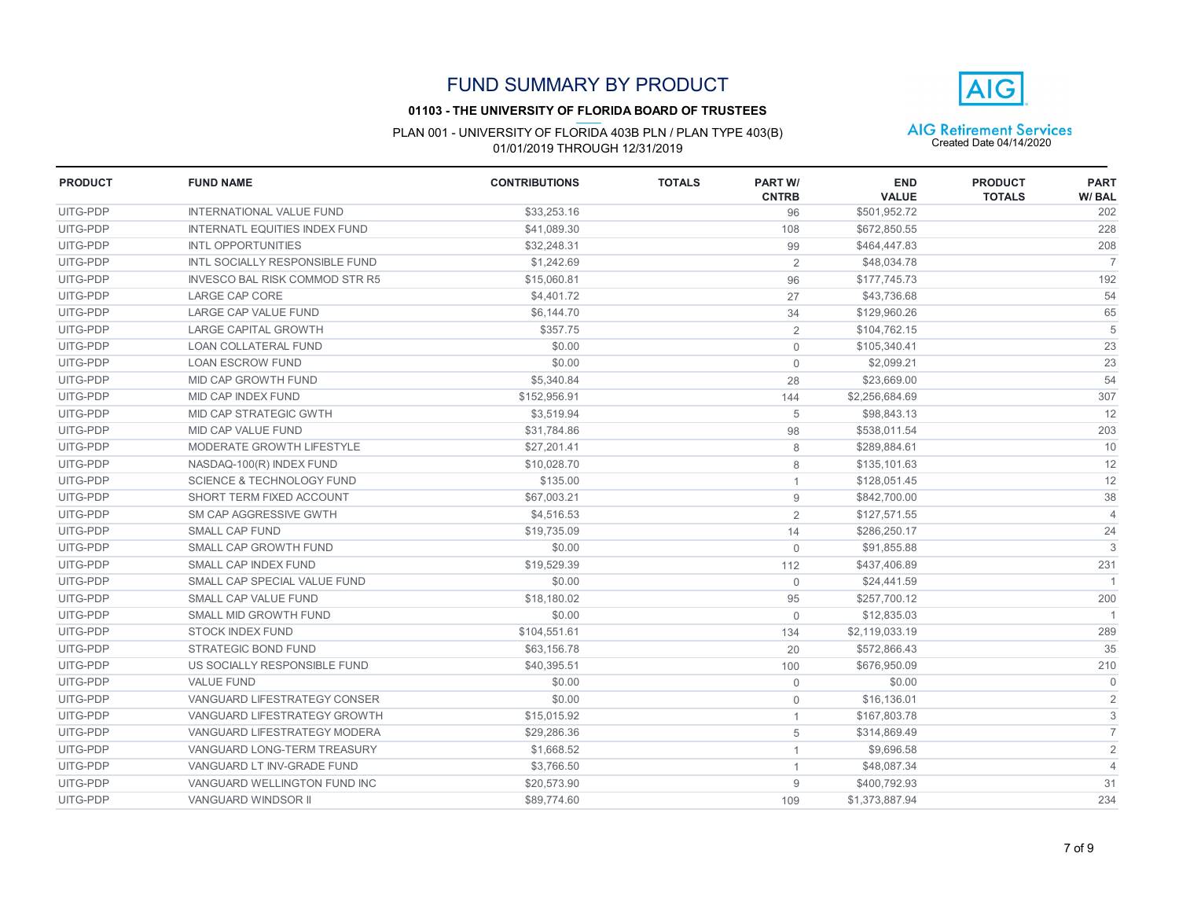# FUND SUMMARY BY PRODUCT

**01103 - THE UNIVERSITY OF FLORIDA BOARD OF TRUSTEES**

PLAN 001 - UNIVERSITY OF FLORIDA 403B PLN / PLAN TYPE 403(B)
01/01/2019 THROUGH 12/31/2019

AIG Retirement Services
Created Date 04/14/2020

| PRODUCT | FUND NAME | CONTRIBUTIONS | TOTALS | PART W/ CNTRB | END VALUE | PRODUCT TOTALS | PART W/ BAL |
|---|---|---|---|---|---|---|---|
| UITG-PDP | INTERNATIONAL VALUE FUND | $33,253.16 | | 96 | $501,952.72 | | 202 |
| UITG-PDP | INTERNATL EQUITIES INDEX FUND | $41,089.30 | | 108 | $672,850.55 | | 228 |
| UITG-PDP | INTL OPPORTUNITIES | $32,248.31 | | 99 | $464,447.83 | | 208 |
| UITG-PDP | INTL SOCIALLY RESPONSIBLE FUND | $1,242.69 | | 2 | $48,034.78 | | 7 |
| UITG-PDP | INVESCO BAL RISK COMMOD STR R5 | $15,060.81 | | 96 | $177,745.73 | | 192 |
| UITG-PDP | LARGE CAP CORE | $4,401.72 | | 27 | $43,736.68 | | 54 |
| UITG-PDP | LARGE CAP VALUE FUND | $6,144.70 | | 34 | $129,960.26 | | 65 |
| UITG-PDP | LARGE CAPITAL GROWTH | $357.75 | | 2 | $104,762.15 | | 5 |
| UITG-PDP | LOAN COLLATERAL FUND | $0.00 | | 0 | $105,340.41 | | 23 |
| UITG-PDP | LOAN ESCROW FUND | $0.00 | | 0 | $2,099.21 | | 23 |
| UITG-PDP | MID CAP GROWTH FUND | $5,340.84 | | 28 | $23,669.00 | | 54 |
| UITG-PDP | MID CAP INDEX FUND | $152,956.91 | | 144 | $2,256,684.69 | | 307 |
| UITG-PDP | MID CAP STRATEGIC GWTH | $3,519.94 | | 5 | $98,843.13 | | 12 |
| UITG-PDP | MID CAP VALUE FUND | $31,784.86 | | 98 | $538,011.54 | | 203 |
| UITG-PDP | MODERATE GROWTH LIFESTYLE | $27,201.41 | | 8 | $289,884.61 | | 10 |
| UITG-PDP | NASDAQ-100(R) INDEX FUND | $10,028.70 | | 8 | $135,101.63 | | 12 |
| UITG-PDP | SCIENCE & TECHNOLOGY FUND | $135.00 | | 1 | $128,051.45 | | 12 |
| UITG-PDP | SHORT TERM FIXED ACCOUNT | $67,003.21 | | 9 | $842,700.00 | | 38 |
| UITG-PDP | SM CAP AGGRESSIVE GWTH | $4,516.53 | | 2 | $127,571.55 | | 4 |
| UITG-PDP | SMALL CAP FUND | $19,735.09 | | 14 | $286,250.17 | | 24 |
| UITG-PDP | SMALL CAP GROWTH FUND | $0.00 | | 0 | $91,855.88 | | 3 |
| UITG-PDP | SMALL CAP INDEX FUND | $19,529.39 | | 112 | $437,406.89 | | 231 |
| UITG-PDP | SMALL CAP SPECIAL VALUE FUND | $0.00 | | 0 | $24,441.59 | | 1 |
| UITG-PDP | SMALL CAP VALUE FUND | $18,180.02 | | 95 | $257,700.12 | | 200 |
| UITG-PDP | SMALL MID GROWTH FUND | $0.00 | | 0 | $12,835.03 | | 1 |
| UITG-PDP | STOCK INDEX FUND | $104,551.61 | | 134 | $2,119,033.19 | | 289 |
| UITG-PDP | STRATEGIC BOND FUND | $63,156.78 | | 20 | $572,866.43 | | 35 |
| UITG-PDP | US SOCIALLY RESPONSIBLE FUND | $40,395.51 | | 100 | $676,950.09 | | 210 |
| UITG-PDP | VALUE FUND | $0.00 | | 0 | $0.00 | | 0 |
| UITG-PDP | VANGUARD LIFESTRATEGY CONSER | $0.00 | | 0 | $16,136.01 | | 2 |
| UITG-PDP | VANGUARD LIFESTRATEGY GROWTH | $15,015.92 | | 1 | $167,803.78 | | 3 |
| UITG-PDP | VANGUARD LIFESTRATEGY MODERA | $29,286.36 | | 5 | $314,869.49 | | 7 |
| UITG-PDP | VANGUARD LONG-TERM TREASURY | $1,668.52 | | 1 | $9,696.58 | | 2 |
| UITG-PDP | VANGUARD LT INV-GRADE FUND | $3,766.50 | | 1 | $48,087.34 | | 4 |
| UITG-PDP | VANGUARD WELLINGTON FUND INC | $20,573.90 | | 9 | $400,792.93 | | 31 |
| UITG-PDP | VANGUARD WINDSOR II | $89,774.60 | | 109 | $1,373,887.94 | | 234 |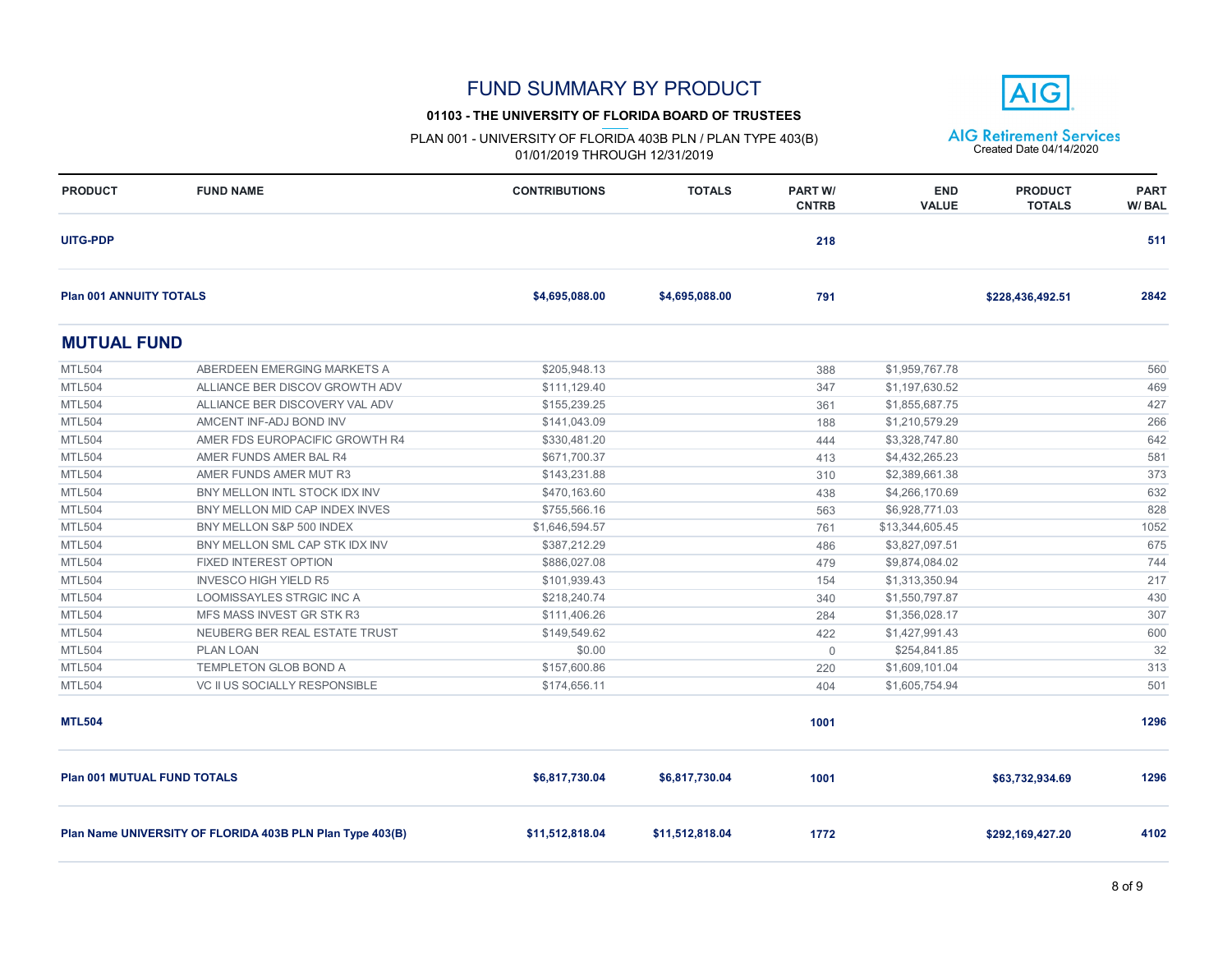# FUND SUMMARY BY PRODUCT

**01103 - THE UNIVERSITY OF FLORIDA BOARD OF TRUSTEES**

PLAN 001 - UNIVERSITY OF FLORIDA 403B PLN / PLAN TYPE 403(B)
01/01/2019 THROUGH 12/31/2019

AIG Retirement Services
Created Date 04/14/2020

| PRODUCT | FUND NAME | CONTRIBUTIONS | TOTALS | PART W/ CNTRB | END VALUE | PRODUCT TOTALS | PART W/ BAL |
|---|---|---|---|---|---|---|---|
| **UITG-PDP** | | | | **218** | | | **511** |
| **Plan 001 ANNUITY TOTALS** | | **$4,695,088.00** | **$4,695,088.00** | **791** | | **$228,436,492.51** | **2842** |
| **MUTUAL FUND** | | | | | | | |
| MTL504 | ABERDEEN EMERGING MARKETS A | $205,948.13 | | 388 | $1,959,767.78 | | 560 |
| MTL504 | ALLIANCE BER DISCOV GROWTH ADV | $111,129.40 | | 347 | $1,197,630.52 | | 469 |
| MTL504 | ALLIANCE BER DISCOVERY VAL ADV | $155,239.25 | | 361 | $1,855,687.75 | | 427 |
| MTL504 | AMCENT INF-ADJ BOND INV | $141,043.09 | | 188 | $1,210,579.29 | | 266 |
| MTL504 | AMER FDS EUROPACIFIC GROWTH R4 | $330,481.20 | | 444 | $3,328,747.80 | | 642 |
| MTL504 | AMER FUNDS AMER BAL R4 | $671,700.37 | | 413 | $4,432,265.23 | | 581 |
| MTL504 | AMER FUNDS AMER MUT R3 | $143,231.88 | | 310 | $2,389,661.38 | | 373 |
| MTL504 | BNY MELLON INTL STOCK IDX INV | $470,163.60 | | 438 | $4,266,170.69 | | 632 |
| MTL504 | BNY MELLON MID CAP INDEX INVES | $755,566.16 | | 563 | $6,928,771.03 | | 828 |
| MTL504 | BNY MELLON S&P 500 INDEX | $1,646,594.57 | | 761 | $13,344,605.45 | | 1052 |
| MTL504 | BNY MELLON SML CAP STK IDX INV | $387,212.29 | | 486 | $3,827,097.51 | | 675 |
| MTL504 | FIXED INTEREST OPTION | $886,027.08 | | 479 | $9,874,084.02 | | 744 |
| MTL504 | INVESCO HIGH YIELD R5 | $101,939.43 | | 154 | $1,313,350.94 | | 217 |
| MTL504 | LOOMISSAYLES STRGIC INC A | $218,240.74 | | 340 | $1,550,797.87 | | 430 |
| MTL504 | MFS MASS INVEST GR STK R3 | $111,406.26 | | 284 | $1,356,028.17 | | 307 |
| MTL504 | NEUBERG BER REAL ESTATE TRUST | $149,549.62 | | 422 | $1,427,991.43 | | 600 |
| MTL504 | PLAN LOAN | $0.00 | | 0 | $254,841.85 | | 32 |
| MTL504 | TEMPLETON GLOB BOND A | $157,600.86 | | 220 | $1,609,101.04 | | 313 |
| MTL504 | VC II US SOCIALLY RESPONSIBLE | $174,656.11 | | 404 | $1,605,754.94 | | 501 |
| **MTL504** | | | | **1001** | | | **1296** |
| **Plan 001 MUTUAL FUND TOTALS** | | **$6,817,730.04** | **$6,817,730.04** | **1001** | | **$63,732,934.69** | **1296** |
| **Plan Name UNIVERSITY OF FLORIDA 403B PLN Plan Type 403(B)** | | **$11,512,818.04** | **$11,512,818.04** | **1772** | | **$292,169,427.20** | **4102** |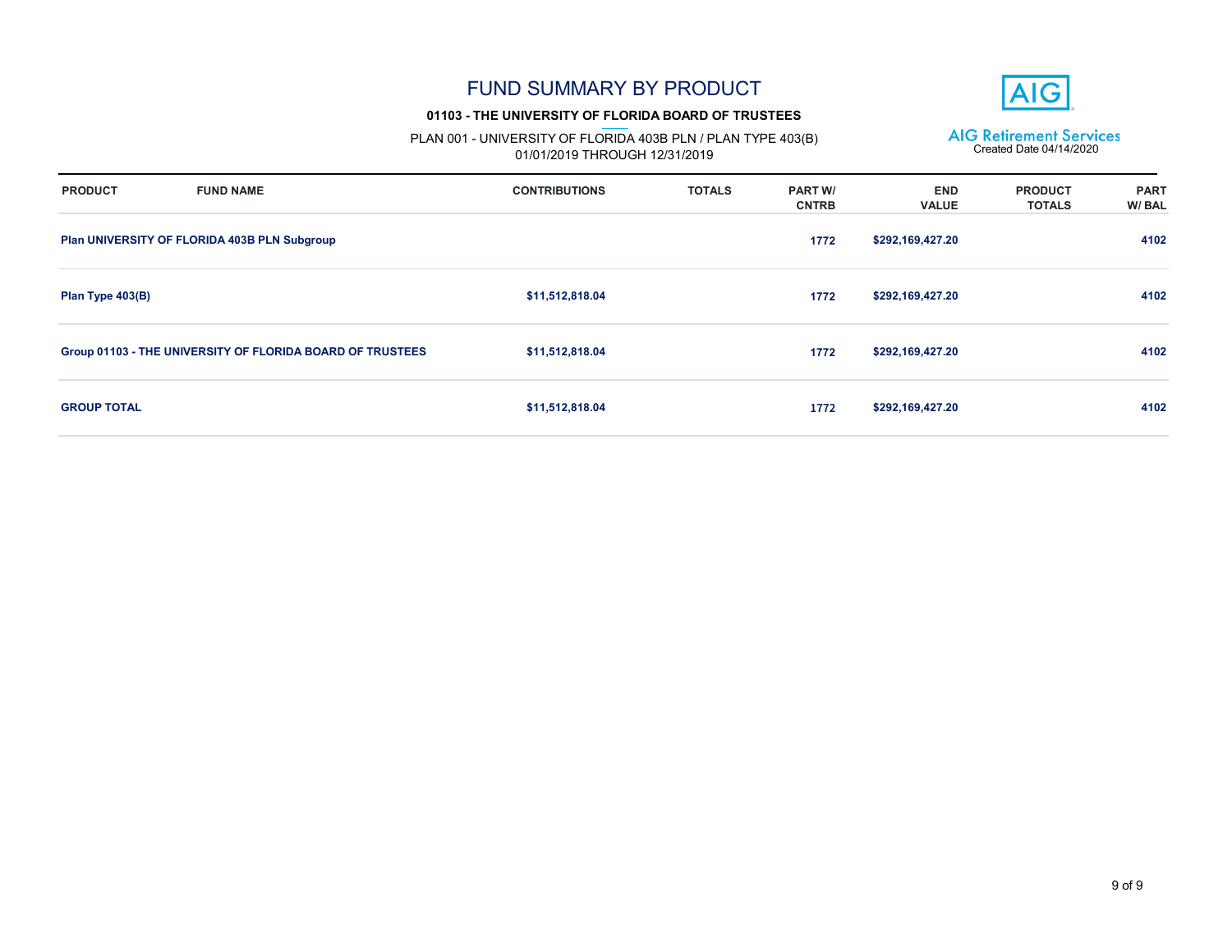# FUND SUMMARY BY PRODUCT

**01103 - THE UNIVERSITY OF FLORIDA BOARD OF TRUSTEES**

PLAN 001 - UNIVERSITY OF FLORIDA 403B PLN / PLAN TYPE 403(B)
01/01/2019 THROUGH 12/31/2019

AIG Retirement Services
Created Date 04/14/2020

| PRODUCT | FUND NAME | CONTRIBUTIONS | TOTALS | PART W/ CNTRB | END VALUE | PRODUCT TOTALS | PART W/ BAL |
|---|---|---|---|---|---|---|---|
| **Plan UNIVERSITY OF FLORIDA 403B PLN Subgroup** | | | | **1772** | **$292,169,427.20** | | **4102** |
| **Plan Type 403(B)** | | **$11,512,818.04** | | **1772** | **$292,169,427.20** | | **4102** |
| **Group 01103 - THE UNIVERSITY OF FLORIDA BOARD OF TRUSTEES** | | **$11,512,818.04** | | **1772** | **$292,169,427.20** | | **4102** |
| **GROUP TOTAL** | | **$11,512,818.04** | | **1772** | **$292,169,427.20** | | **4102** |